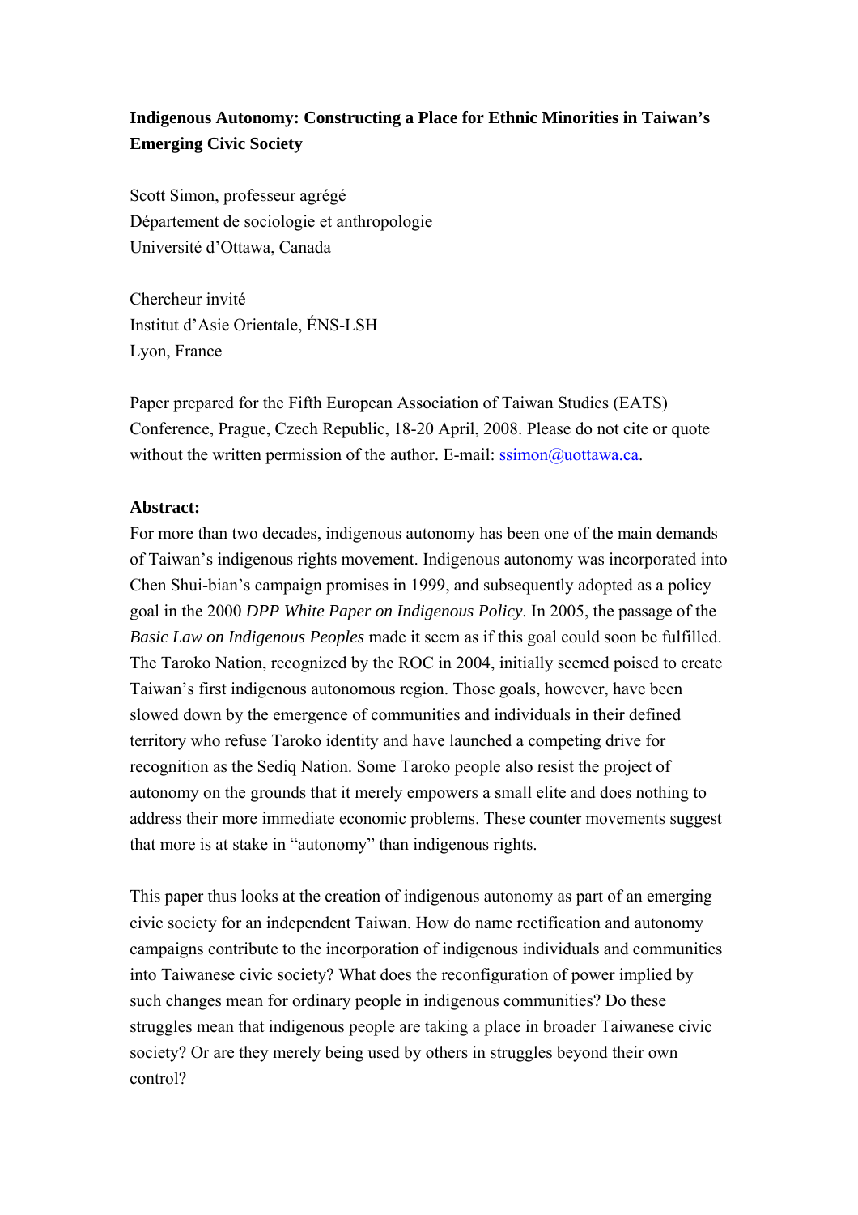**Indigenous Autonomy: Constructing a Place for Ethnic Minorities in Taiwan's Emerging Civic Society**

Scott Simon, professeur agrégé
Département de sociologie et anthropologie
Université d'Ottawa, Canada

Chercheur invité
Institut d'Asie Orientale, ÉNS-LSH
Lyon, France

Paper prepared for the Fifth European Association of Taiwan Studies (EATS) Conference, Prague, Czech Republic, 18-20 April, 2008. Please do not cite or quote without the written permission of the author. E-mail: ssimon@uottawa.ca.

**Abstract:**

For more than two decades, indigenous autonomy has been one of the main demands of Taiwan's indigenous rights movement. Indigenous autonomy was incorporated into Chen Shui-bian's campaign promises in 1999, and subsequently adopted as a policy goal in the 2000 *DPP White Paper on Indigenous Policy*. In 2005, the passage of the *Basic Law on Indigenous Peoples* made it seem as if this goal could soon be fulfilled. The Taroko Nation, recognized by the ROC in 2004, initially seemed poised to create Taiwan's first indigenous autonomous region. Those goals, however, have been slowed down by the emergence of communities and individuals in their defined territory who refuse Taroko identity and have launched a competing drive for recognition as the Sediq Nation. Some Taroko people also resist the project of autonomy on the grounds that it merely empowers a small elite and does nothing to address their more immediate economic problems. These counter movements suggest that more is at stake in "autonomy" than indigenous rights.

This paper thus looks at the creation of indigenous autonomy as part of an emerging civic society for an independent Taiwan. How do name rectification and autonomy campaigns contribute to the incorporation of indigenous individuals and communities into Taiwanese civic society? What does the reconfiguration of power implied by such changes mean for ordinary people in indigenous communities? Do these struggles mean that indigenous people are taking a place in broader Taiwanese civic society? Or are they merely being used by others in struggles beyond their own control?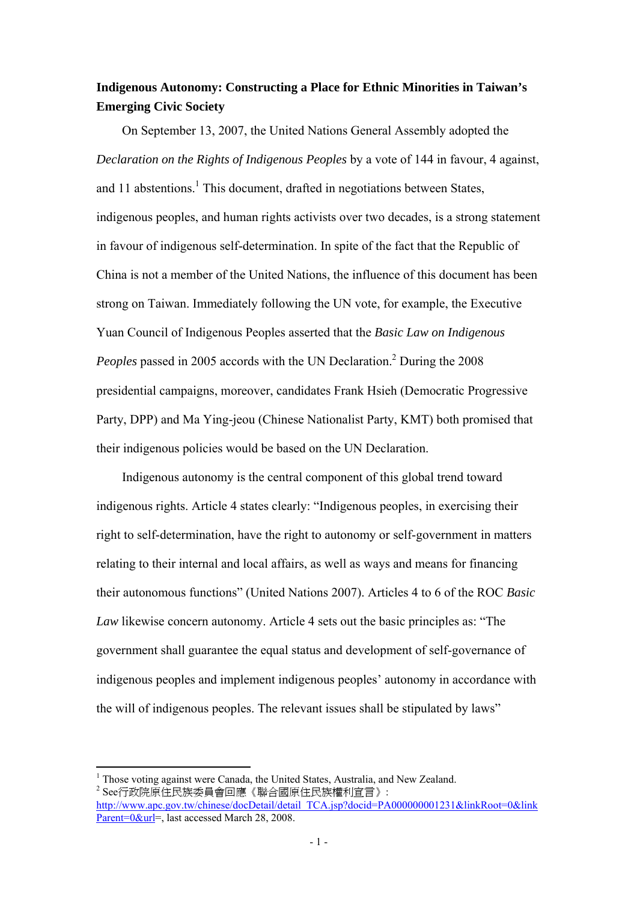**Indigenous Autonomy: Constructing a Place for Ethnic Minorities in Taiwan's Emerging Civic Society**

On September 13, 2007, the United Nations General Assembly adopted the *Declaration on the Rights of Indigenous Peoples* by a vote of 144 in favour, 4 against, and 11 abstentions.[1] This document, drafted in negotiations between States, indigenous peoples, and human rights activists over two decades, is a strong statement in favour of indigenous self-determination. In spite of the fact that the Republic of China is not a member of the United Nations, the influence of this document has been strong on Taiwan. Immediately following the UN vote, for example, the Executive Yuan Council of Indigenous Peoples asserted that the *Basic Law on Indigenous Peoples* passed in 2005 accords with the UN Declaration.[2] During the 2008 presidential campaigns, moreover, candidates Frank Hsieh (Democratic Progressive Party, DPP) and Ma Ying-jeou (Chinese Nationalist Party, KMT) both promised that their indigenous policies would be based on the UN Declaration.

Indigenous autonomy is the central component of this global trend toward indigenous rights. Article 4 states clearly: "Indigenous peoples, in exercising their right to self-determination, have the right to autonomy or self-government in matters relating to their internal and local affairs, as well as ways and means for financing their autonomous functions" (United Nations 2007). Articles 4 to 6 of the ROC *Basic Law* likewise concern autonomy. Article 4 sets out the basic principles as: "The government shall guarantee the equal status and development of self-governance of indigenous peoples and implement indigenous peoples' autonomy in accordance with the will of indigenous peoples. The relevant issues shall be stipulated by laws"

---

[1] Those voting against were Canada, the United States, Australia, and New Zealand.

[2] See行政院原住民族委員會回應《聯合國原住民族權利宣言》: http://www.apc.gov.tw/chinese/docDetail/detail_TCA.jsp?docid=PA000000001231&linkRoot=0&linkParent=0&url=, last accessed March 28, 2008.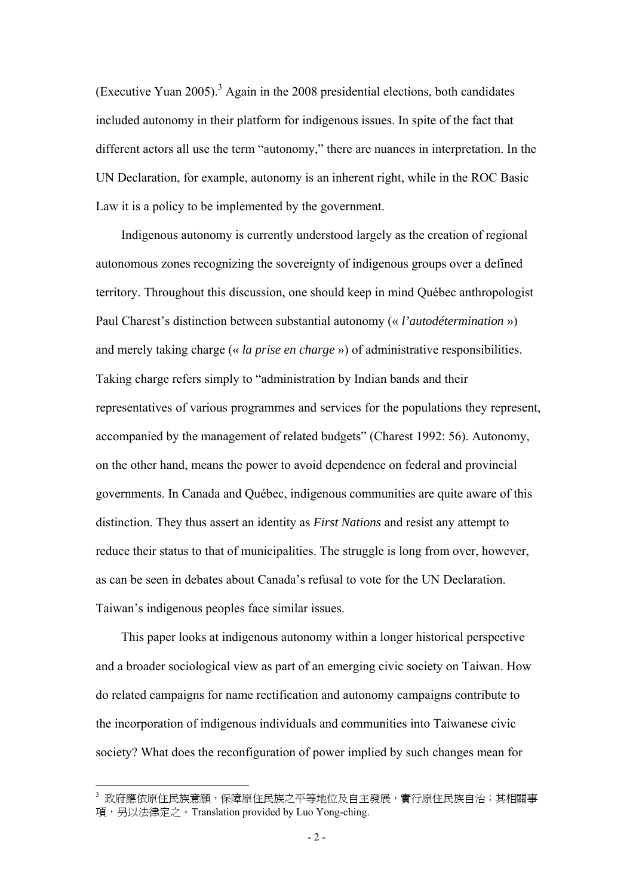(Executive Yuan 2005).[3] Again in the 2008 presidential elections, both candidates included autonomy in their platform for indigenous issues. In spite of the fact that different actors all use the term "autonomy," there are nuances in interpretation. In the UN Declaration, for example, autonomy is an inherent right, while in the ROC Basic Law it is a policy to be implemented by the government.

Indigenous autonomy is currently understood largely as the creation of regional autonomous zones recognizing the sovereignty of indigenous groups over a defined territory. Throughout this discussion, one should keep in mind Québec anthropologist Paul Charest's distinction between substantial autonomy (« *l'autodétermination* ») and merely taking charge (« *la prise en charge* ») of administrative responsibilities. Taking charge refers simply to "administration by Indian bands and their representatives of various programmes and services for the populations they represent, accompanied by the management of related budgets" (Charest 1992: 56). Autonomy, on the other hand, means the power to avoid dependence on federal and provincial governments. In Canada and Québec, indigenous communities are quite aware of this distinction. They thus assert an identity as *First Nations* and resist any attempt to reduce their status to that of municipalities. The struggle is long from over, however, as can be seen in debates about Canada's refusal to vote for the UN Declaration. Taiwan's indigenous peoples face similar issues.

This paper looks at indigenous autonomy within a longer historical perspective and a broader sociological view as part of an emerging civic society on Taiwan. How do related campaigns for name rectification and autonomy campaigns contribute to the incorporation of indigenous individuals and communities into Taiwanese civic society? What does the reconfiguration of power implied by such changes mean for

---

[3] 政府應依原住民族意願，保障原住民族之平等地位及自主發展，實行原住民族自治；其相關事項，另以法律定之。Translation provided by Luo Yong-ching.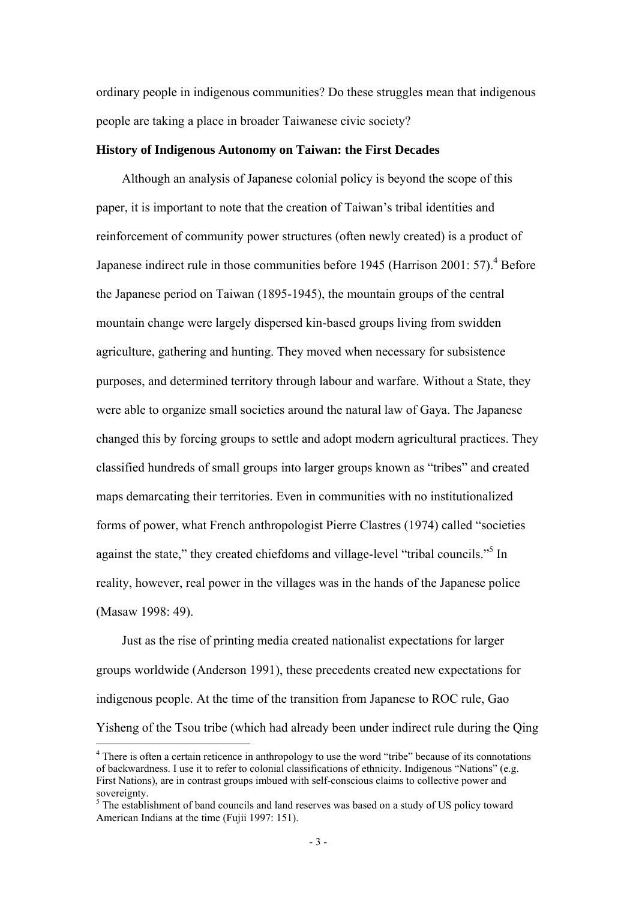ordinary people in indigenous communities? Do these struggles mean that indigenous people are taking a place in broader Taiwanese civic society?

**History of Indigenous Autonomy on Taiwan: the First Decades**

Although an analysis of Japanese colonial policy is beyond the scope of this paper, it is important to note that the creation of Taiwan's tribal identities and reinforcement of community power structures (often newly created) is a product of Japanese indirect rule in those communities before 1945 (Harrison 2001: 57).[4] Before the Japanese period on Taiwan (1895-1945), the mountain groups of the central mountain change were largely dispersed kin-based groups living from swidden agriculture, gathering and hunting. They moved when necessary for subsistence purposes, and determined territory through labour and warfare. Without a State, they were able to organize small societies around the natural law of Gaya. The Japanese changed this by forcing groups to settle and adopt modern agricultural practices. They classified hundreds of small groups into larger groups known as "tribes" and created maps demarcating their territories. Even in communities with no institutionalized forms of power, what French anthropologist Pierre Clastres (1974) called "societies against the state," they created chiefdoms and village-level "tribal councils."[5] In reality, however, real power in the villages was in the hands of the Japanese police (Masaw 1998: 49).

Just as the rise of printing media created nationalist expectations for larger groups worldwide (Anderson 1991), these precedents created new expectations for indigenous people. At the time of the transition from Japanese to ROC rule, Gao Yisheng of the Tsou tribe (which had already been under indirect rule during the Qing

---

[4] There is often a certain reticence in anthropology to use the word "tribe" because of its connotations of backwardness. I use it to refer to colonial classifications of ethnicity. Indigenous "Nations" (e.g. First Nations), are in contrast groups imbued with self-conscious claims to collective power and sovereignty.

[5] The establishment of band councils and land reserves was based on a study of US policy toward American Indians at the time (Fujii 1997: 151).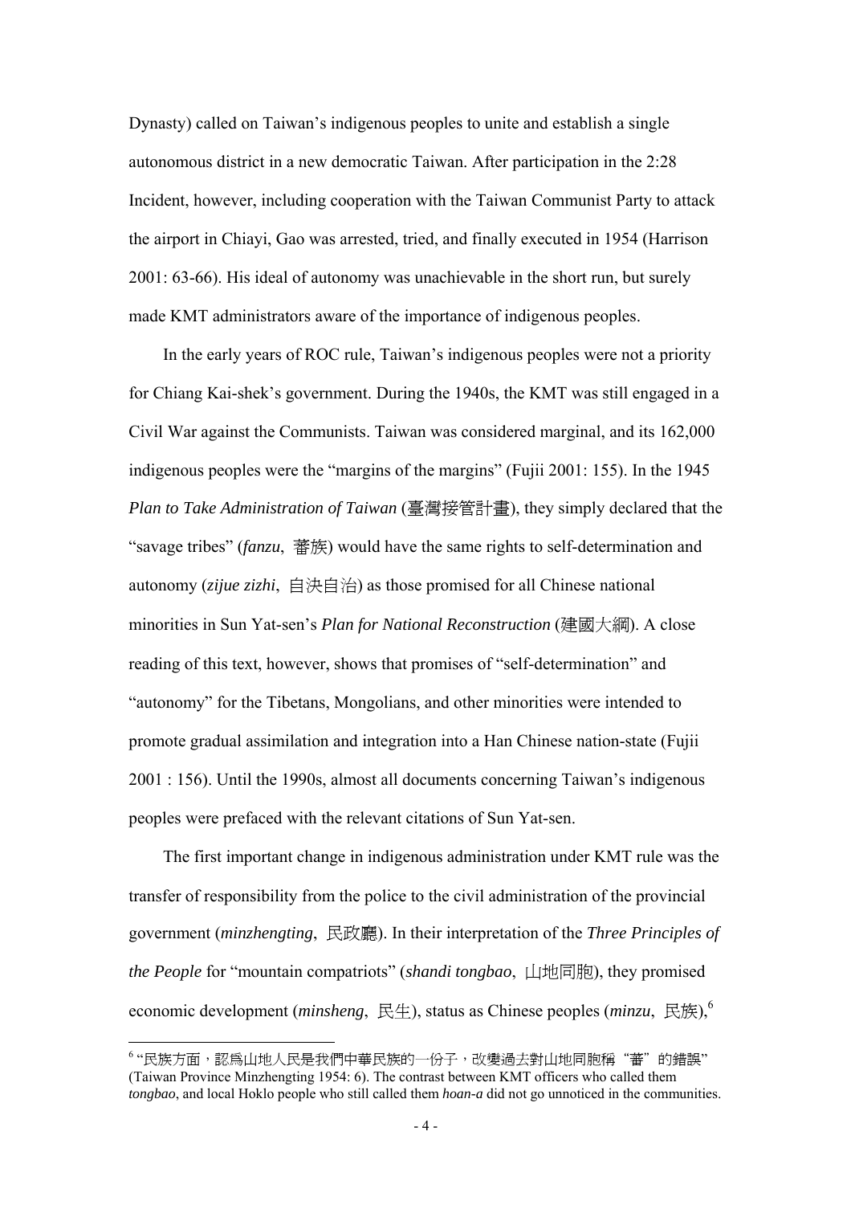Dynasty) called on Taiwan's indigenous peoples to unite and establish a single autonomous district in a new democratic Taiwan. After participation in the 2:28 Incident, however, including cooperation with the Taiwan Communist Party to attack the airport in Chiayi, Gao was arrested, tried, and finally executed in 1954 (Harrison 2001: 63-66). His ideal of autonomy was unachievable in the short run, but surely made KMT administrators aware of the importance of indigenous peoples.

In the early years of ROC rule, Taiwan's indigenous peoples were not a priority for Chiang Kai-shek's government. During the 1940s, the KMT was still engaged in a Civil War against the Communists. Taiwan was considered marginal, and its 162,000 indigenous peoples were the "margins of the margins" (Fujii 2001: 155). In the 1945 *Plan to Take Administration of Taiwan* (臺灣接管計畫), they simply declared that the "savage tribes" (*fanzu*, 蕃族) would have the same rights to self-determination and autonomy (*zijue zizhi*, 自決自治) as those promised for all Chinese national minorities in Sun Yat-sen's *Plan for National Reconstruction* (建國大綱). A close reading of this text, however, shows that promises of "self-determination" and "autonomy" for the Tibetans, Mongolians, and other minorities were intended to promote gradual assimilation and integration into a Han Chinese nation-state (Fujii 2001 : 156). Until the 1990s, almost all documents concerning Taiwan's indigenous peoples were prefaced with the relevant citations of Sun Yat-sen.

The first important change in indigenous administration under KMT rule was the transfer of responsibility from the police to the civil administration of the provincial government (*minzhengting*, 民政廳). In their interpretation of the *Three Principles of the People* for "mountain compatriots" (*shandi tongbao*, 山地同胞), they promised economic development (*minsheng*, 民生), status as Chinese peoples (*minzu*, 民族),[6]

---

[6] "民族方面，認爲山地人民是我們中華民族的一份子，改變過去對山地同胞稱"蕃"的錯誤" (Taiwan Province Minzhengting 1954: 6). The contrast between KMT officers who called them *tongbao*, and local Hoklo people who still called them *hoan-a* did not go unnoticed in the communities.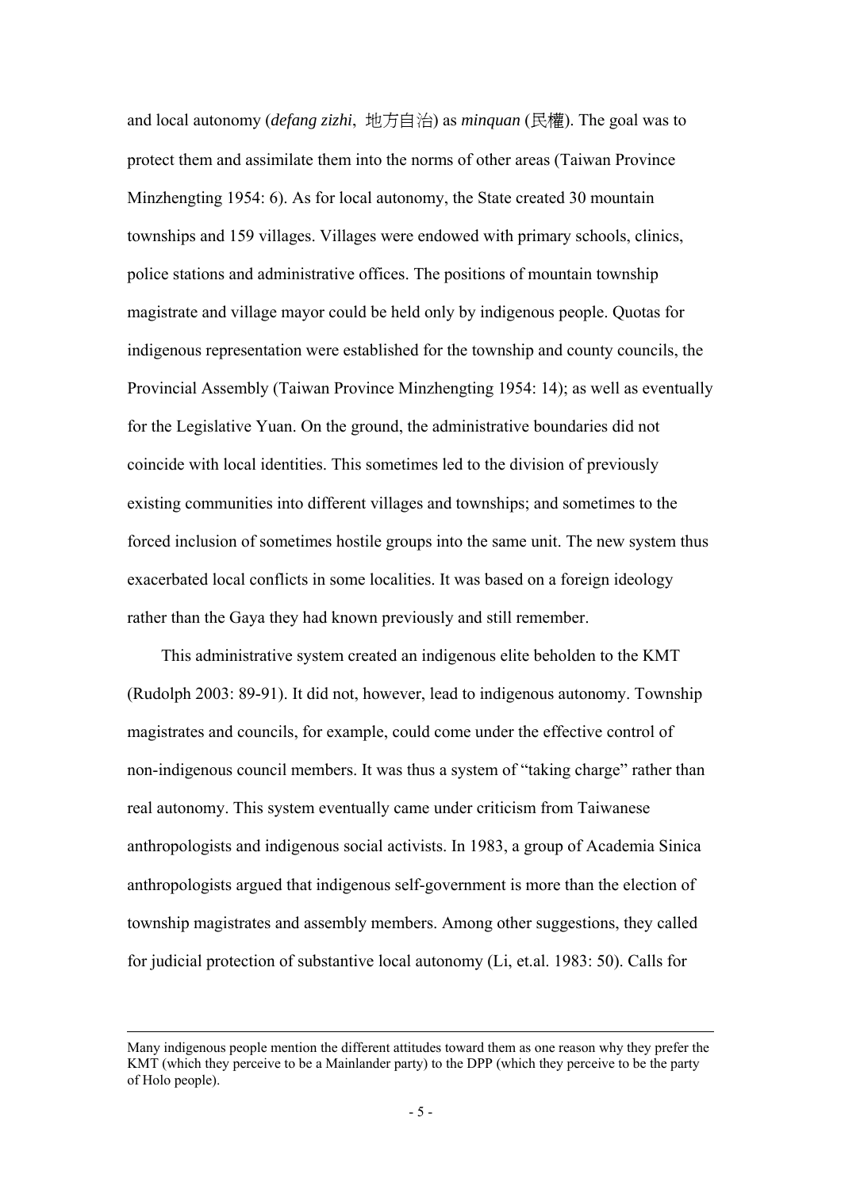and local autonomy (*defang zizhi*, 地方自治) as *minquan* (民權). The goal was to protect them and assimilate them into the norms of other areas (Taiwan Province Minzhengting 1954: 6). As for local autonomy, the State created 30 mountain townships and 159 villages. Villages were endowed with primary schools, clinics, police stations and administrative offices. The positions of mountain township magistrate and village mayor could be held only by indigenous people. Quotas for indigenous representation were established for the township and county councils, the Provincial Assembly (Taiwan Province Minzhengting 1954: 14); as well as eventually for the Legislative Yuan. On the ground, the administrative boundaries did not coincide with local identities. This sometimes led to the division of previously existing communities into different villages and townships; and sometimes to the forced inclusion of sometimes hostile groups into the same unit. The new system thus exacerbated local conflicts in some localities. It was based on a foreign ideology rather than the Gaya they had known previously and still remember.

This administrative system created an indigenous elite beholden to the KMT (Rudolph 2003: 89-91). It did not, however, lead to indigenous autonomy. Township magistrates and councils, for example, could come under the effective control of non-indigenous council members. It was thus a system of "taking charge" rather than real autonomy. This system eventually came under criticism from Taiwanese anthropologists and indigenous social activists. In 1983, a group of Academia Sinica anthropologists argued that indigenous self-government is more than the election of township magistrates and assembly members. Among other suggestions, they called for judicial protection of substantive local autonomy (Li, et.al. 1983: 50). Calls for

---

Many indigenous people mention the different attitudes toward them as one reason why they prefer the KMT (which they perceive to be a Mainlander party) to the DPP (which they perceive to be the party of Holo people).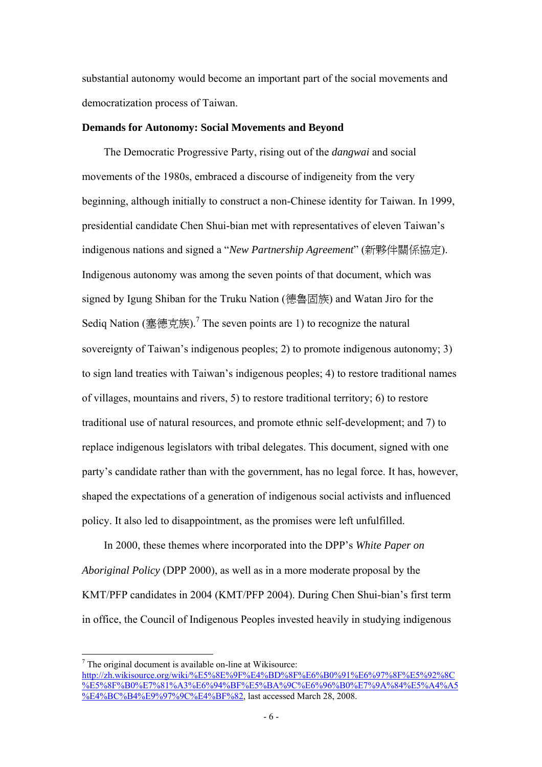substantial autonomy would become an important part of the social movements and democratization process of Taiwan.

**Demands for Autonomy: Social Movements and Beyond**

The Democratic Progressive Party, rising out of the *dangwai* and social movements of the 1980s, embraced a discourse of indigeneity from the very beginning, although initially to construct a non-Chinese identity for Taiwan. In 1999, presidential candidate Chen Shui-bian met with representatives of eleven Taiwan's indigenous nations and signed a "*New Partnership Agreement*" (新夥伴關係協定). Indigenous autonomy was among the seven points of that document, which was signed by Igung Shiban for the Truku Nation (德魯固族) and Watan Jiro for the Sediq Nation (塞德克族).[7] The seven points are 1) to recognize the natural sovereignty of Taiwan's indigenous peoples; 2) to promote indigenous autonomy; 3) to sign land treaties with Taiwan's indigenous peoples; 4) to restore traditional names of villages, mountains and rivers, 5) to restore traditional territory; 6) to restore traditional use of natural resources, and promote ethnic self-development; and 7) to replace indigenous legislators with tribal delegates. This document, signed with one party's candidate rather than with the government, has no legal force. It has, however, shaped the expectations of a generation of indigenous social activists and influenced policy. It also led to disappointment, as the promises were left unfulfilled.

In 2000, these themes where incorporated into the DPP's *White Paper on Aboriginal Policy* (DPP 2000), as well as in a more moderate proposal by the KMT/PFP candidates in 2004 (KMT/PFP 2004). During Chen Shui-bian's first term in office, the Council of Indigenous Peoples invested heavily in studying indigenous

---

[7] The original document is available on-line at Wikisource: http://zh.wikisource.org/wiki/%E5%8E%9F%E4%BD%8F%E6%B0%91%E6%97%8F%E5%92%8C%E5%8F%B0%E7%81%A3%E6%94%BF%E5%BA%9C%E6%96%B0%E7%9A%84%E5%A4%A5%E4%BC%B4%E9%97%9C%E4%BF%82, last accessed March 28, 2008.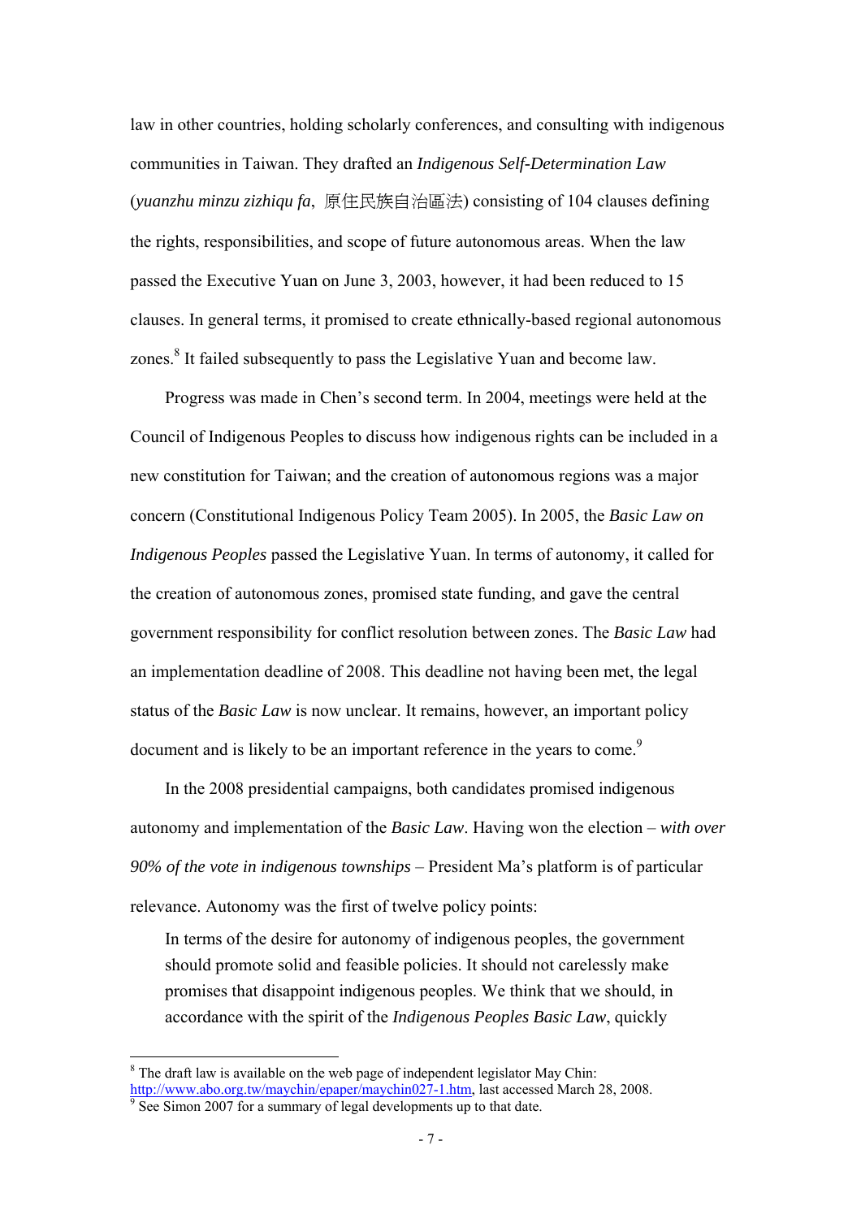law in other countries, holding scholarly conferences, and consulting with indigenous communities in Taiwan. They drafted an *Indigenous Self-Determination Law* (*yuanzhu minzu zizhiqu fa*, 原住民族自治區法) consisting of 104 clauses defining the rights, responsibilities, and scope of future autonomous areas. When the law passed the Executive Yuan on June 3, 2003, however, it had been reduced to 15 clauses. In general terms, it promised to create ethnically-based regional autonomous zones.[8] It failed subsequently to pass the Legislative Yuan and become law.

Progress was made in Chen's second term. In 2004, meetings were held at the Council of Indigenous Peoples to discuss how indigenous rights can be included in a new constitution for Taiwan; and the creation of autonomous regions was a major concern (Constitutional Indigenous Policy Team 2005). In 2005, the *Basic Law on Indigenous Peoples* passed the Legislative Yuan. In terms of autonomy, it called for the creation of autonomous zones, promised state funding, and gave the central government responsibility for conflict resolution between zones. The *Basic Law* had an implementation deadline of 2008. This deadline not having been met, the legal status of the *Basic Law* is now unclear. It remains, however, an important policy document and is likely to be an important reference in the years to come.[9]

In the 2008 presidential campaigns, both candidates promised indigenous autonomy and implementation of the *Basic Law*. Having won the election – *with over 90% of the vote in indigenous townships* – President Ma's platform is of particular relevance. Autonomy was the first of twelve policy points:

> In terms of the desire for autonomy of indigenous peoples, the government should promote solid and feasible policies. It should not carelessly make promises that disappoint indigenous peoples. We think that we should, in accordance with the spirit of the *Indigenous Peoples Basic Law*, quickly

[8] The draft law is available on the web page of independent legislator May Chin: http://www.abo.org.tw/maychin/epaper/maychin027-1.htm, last accessed March 28, 2008.

[9] See Simon 2007 for a summary of legal developments up to that date.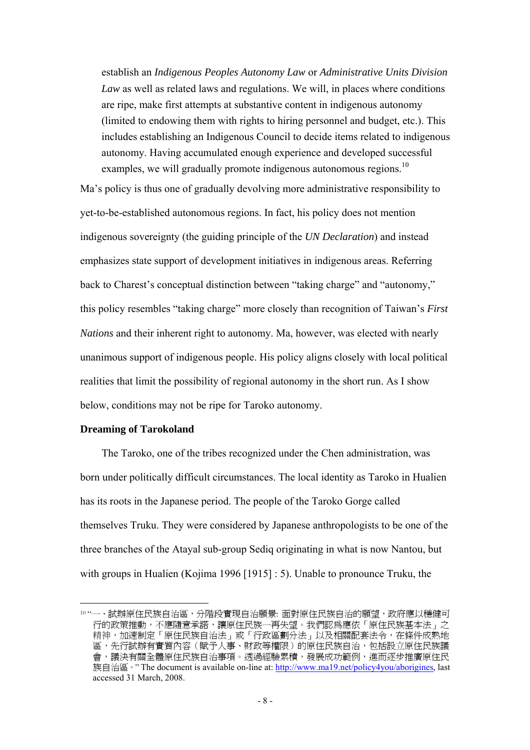establish an *Indigenous Peoples Autonomy Law* or *Administrative Units Division Law* as well as related laws and regulations. We will, in places where conditions are ripe, make first attempts at substantive content in indigenous autonomy (limited to endowing them with rights to hiring personnel and budget, etc.). This includes establishing an Indigenous Council to decide items related to indigenous autonomy. Having accumulated enough experience and developed successful examples, we will gradually promote indigenous autonomous regions.[10]

Ma's policy is thus one of gradually devolving more administrative responsibility to yet-to-be-established autonomous regions. In fact, his policy does not mention indigenous sovereignty (the guiding principle of the *UN Declaration*) and instead emphasizes state support of development initiatives in indigenous areas. Referring back to Charest's conceptual distinction between "taking charge" and "autonomy," this policy resembles "taking charge" more closely than recognition of Taiwan's *First Nations* and their inherent right to autonomy. Ma, however, was elected with nearly unanimous support of indigenous people. His policy aligns closely with local political realities that limit the possibility of regional autonomy in the short run. As I show below, conditions may not be ripe for Taroko autonomy.

**Dreaming of Tarokoland**

The Taroko, one of the tribes recognized under the Chen administration, was born under politically difficult circumstances. The local identity as Taroko in Hualien has its roots in the Japanese period. The people of the Taroko Gorge called themselves Truku. They were considered by Japanese anthropologists to be one of the three branches of the Atayal sub-group Sediq originating in what is now Nantou, but with groups in Hualien (Kojima 1996 [1915] : 5). Unable to pronounce Truku, the

---

[10] "一、試辦原住民族自治區，分階段實現自治願景: 面對原住民族自治的願望，政府應以穩健可行的政策推動，不應隨意承諾，讓原住民族一再失望。我們認為應依「原住民族基本法」之精神，加速制定「原住民族自治法」或「行政區劃分法」以及相關配套法令，在條件成熟地區，先行試辦有實質內容（賦予人事、財政等權限）的原住民族自治，包括設立原住民族議會，議決有關全體原住民族自治事項。透過經驗累積，發展成功範例，進而逐步推廣原住民族自治區。" The document is available on-line at: http://www.ma19.net/policy4you/aborigines, last accessed 31 March, 2008.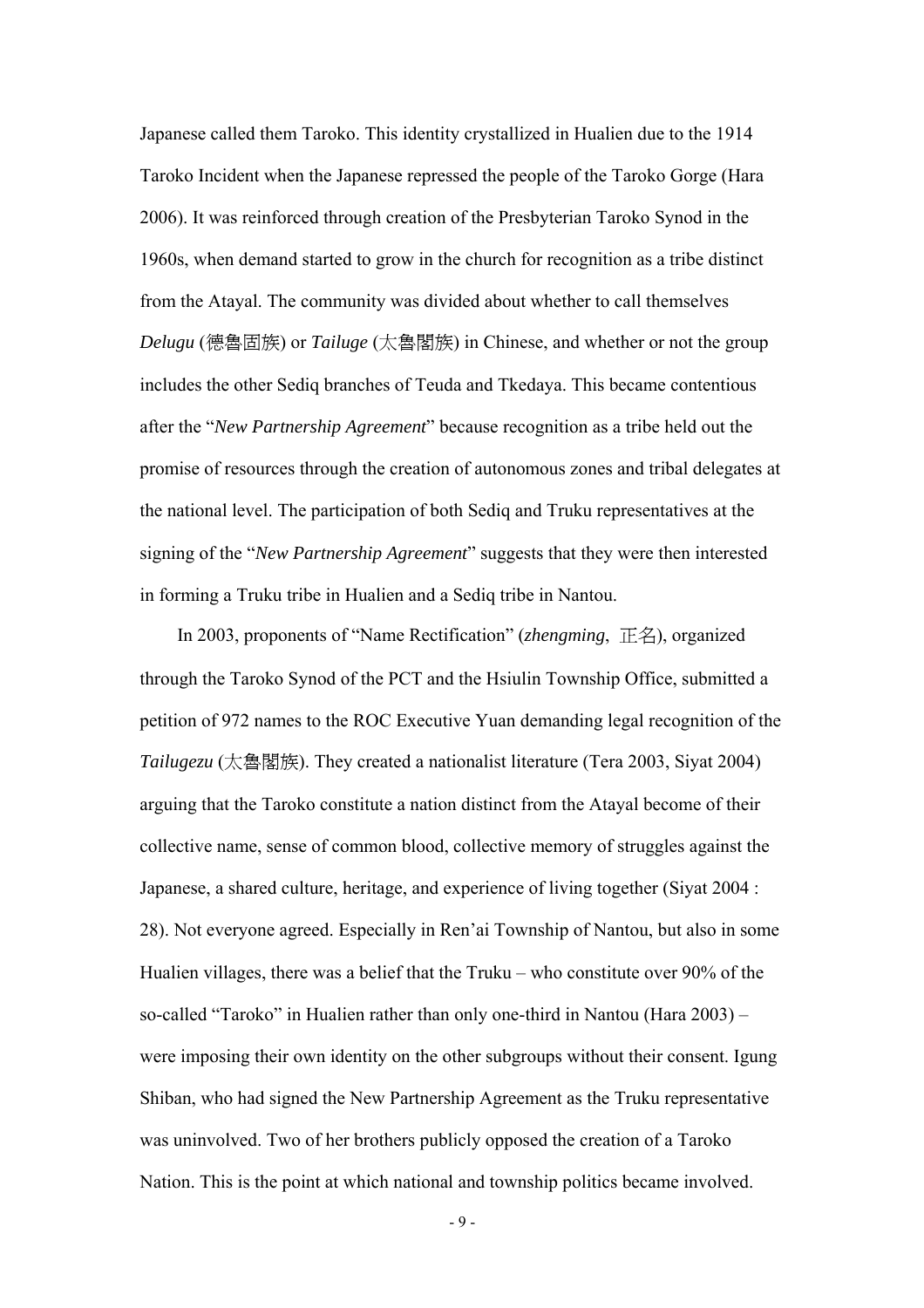Japanese called them Taroko. This identity crystallized in Hualien due to the 1914 Taroko Incident when the Japanese repressed the people of the Taroko Gorge (Hara 2006). It was reinforced through creation of the Presbyterian Taroko Synod in the 1960s, when demand started to grow in the church for recognition as a tribe distinct from the Atayal. The community was divided about whether to call themselves *Delugu* (德魯固族) or *Tailuge* (太魯閣族) in Chinese, and whether or not the group includes the other Sediq branches of Teuda and Tkedaya. This became contentious after the "*New Partnership Agreement*" because recognition as a tribe held out the promise of resources through the creation of autonomous zones and tribal delegates at the national level. The participation of both Sediq and Truku representatives at the signing of the "*New Partnership Agreement*" suggests that they were then interested in forming a Truku tribe in Hualien and a Sediq tribe in Nantou.

In 2003, proponents of "Name Rectification" (*zhengming*, 正名), organized through the Taroko Synod of the PCT and the Hsiulin Township Office, submitted a petition of 972 names to the ROC Executive Yuan demanding legal recognition of the *Tailugezu* (太魯閣族). They created a nationalist literature (Tera 2003, Siyat 2004) arguing that the Taroko constitute a nation distinct from the Atayal become of their collective name, sense of common blood, collective memory of struggles against the Japanese, a shared culture, heritage, and experience of living together (Siyat 2004 : 28). Not everyone agreed. Especially in Ren'ai Township of Nantou, but also in some Hualien villages, there was a belief that the Truku – who constitute over 90% of the so-called "Taroko" in Hualien rather than only one-third in Nantou (Hara 2003) – were imposing their own identity on the other subgroups without their consent. Igung Shiban, who had signed the New Partnership Agreement as the Truku representative was uninvolved. Two of her brothers publicly opposed the creation of a Taroko Nation. This is the point at which national and township politics became involved.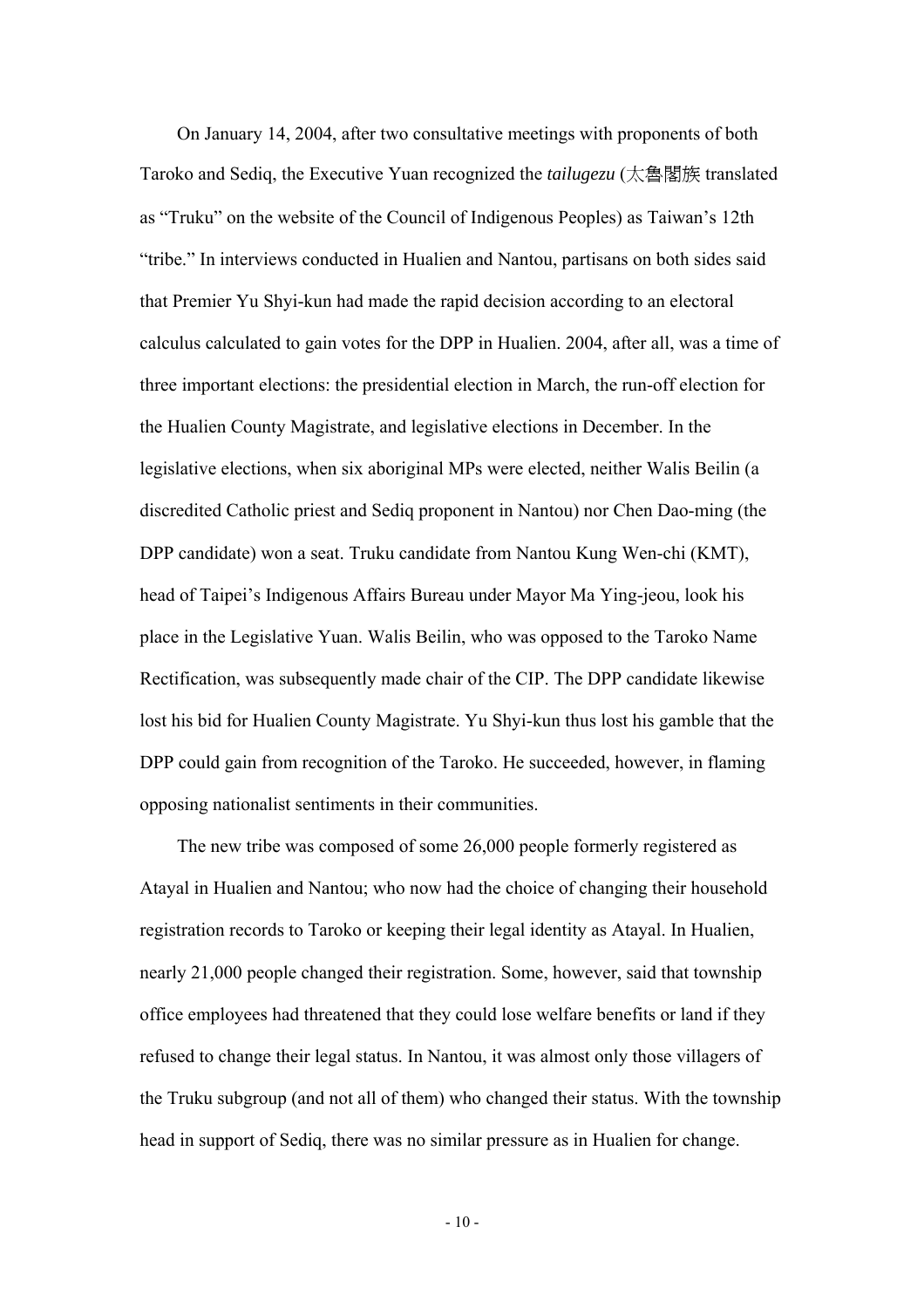On January 14, 2004, after two consultative meetings with proponents of both Taroko and Sediq, the Executive Yuan recognized the *tailugezu* (太魯閣族 translated as "Truku" on the website of the Council of Indigenous Peoples) as Taiwan's 12th "tribe." In interviews conducted in Hualien and Nantou, partisans on both sides said that Premier Yu Shyi-kun had made the rapid decision according to an electoral calculus calculated to gain votes for the DPP in Hualien. 2004, after all, was a time of three important elections: the presidential election in March, the run-off election for the Hualien County Magistrate, and legislative elections in December. In the legislative elections, when six aboriginal MPs were elected, neither Walis Beilin (a discredited Catholic priest and Sediq proponent in Nantou) nor Chen Dao-ming (the DPP candidate) won a seat. Truku candidate from Nantou Kung Wen-chi (KMT), head of Taipei's Indigenous Affairs Bureau under Mayor Ma Ying-jeou, look his place in the Legislative Yuan. Walis Beilin, who was opposed to the Taroko Name Rectification, was subsequently made chair of the CIP. The DPP candidate likewise lost his bid for Hualien County Magistrate. Yu Shyi-kun thus lost his gamble that the DPP could gain from recognition of the Taroko. He succeeded, however, in flaming opposing nationalist sentiments in their communities.

The new tribe was composed of some 26,000 people formerly registered as Atayal in Hualien and Nantou; who now had the choice of changing their household registration records to Taroko or keeping their legal identity as Atayal. In Hualien, nearly 21,000 people changed their registration. Some, however, said that township office employees had threatened that they could lose welfare benefits or land if they refused to change their legal status. In Nantou, it was almost only those villagers of the Truku subgroup (and not all of them) who changed their status. With the township head in support of Sediq, there was no similar pressure as in Hualien for change.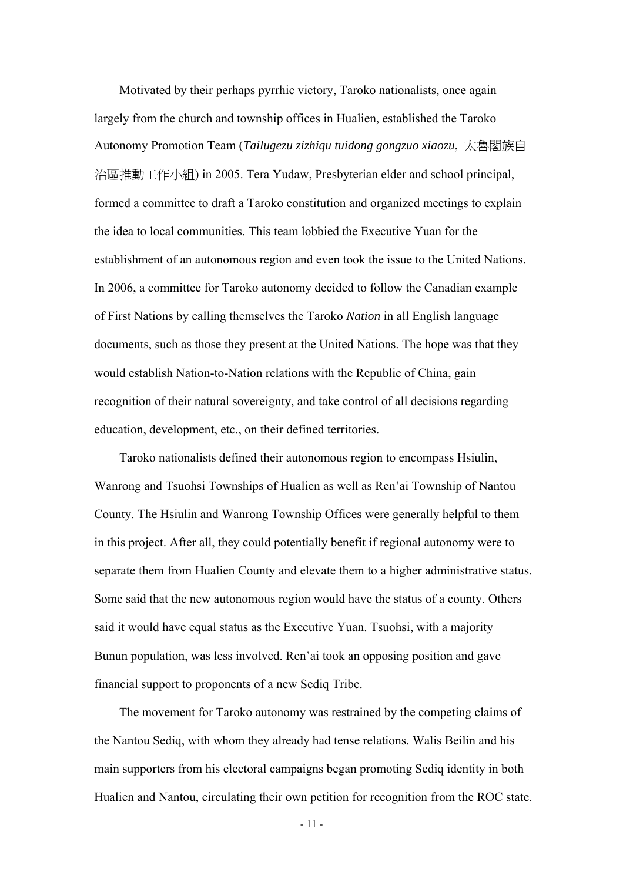Motivated by their perhaps pyrrhic victory, Taroko nationalists, once again largely from the church and township offices in Hualien, established the Taroko Autonomy Promotion Team (*Tailugezu zizhiqu tuidong gongzuo xiaozu*, 太魯閣族自治區推動工作小組) in 2005. Tera Yudaw, Presbyterian elder and school principal, formed a committee to draft a Taroko constitution and organized meetings to explain the idea to local communities. This team lobbied the Executive Yuan for the establishment of an autonomous region and even took the issue to the United Nations. In 2006, a committee for Taroko autonomy decided to follow the Canadian example of First Nations by calling themselves the Taroko *Nation* in all English language documents, such as those they present at the United Nations. The hope was that they would establish Nation-to-Nation relations with the Republic of China, gain recognition of their natural sovereignty, and take control of all decisions regarding education, development, etc., on their defined territories.

Taroko nationalists defined their autonomous region to encompass Hsiulin, Wanrong and Tsuohsi Townships of Hualien as well as Ren'ai Township of Nantou County. The Hsiulin and Wanrong Township Offices were generally helpful to them in this project. After all, they could potentially benefit if regional autonomy were to separate them from Hualien County and elevate them to a higher administrative status. Some said that the new autonomous region would have the status of a county. Others said it would have equal status as the Executive Yuan. Tsuohsi, with a majority Bunun population, was less involved. Ren'ai took an opposing position and gave financial support to proponents of a new Sediq Tribe.

The movement for Taroko autonomy was restrained by the competing claims of the Nantou Sediq, with whom they already had tense relations. Walis Beilin and his main supporters from his electoral campaigns began promoting Sediq identity in both Hualien and Nantou, circulating their own petition for recognition from the ROC state.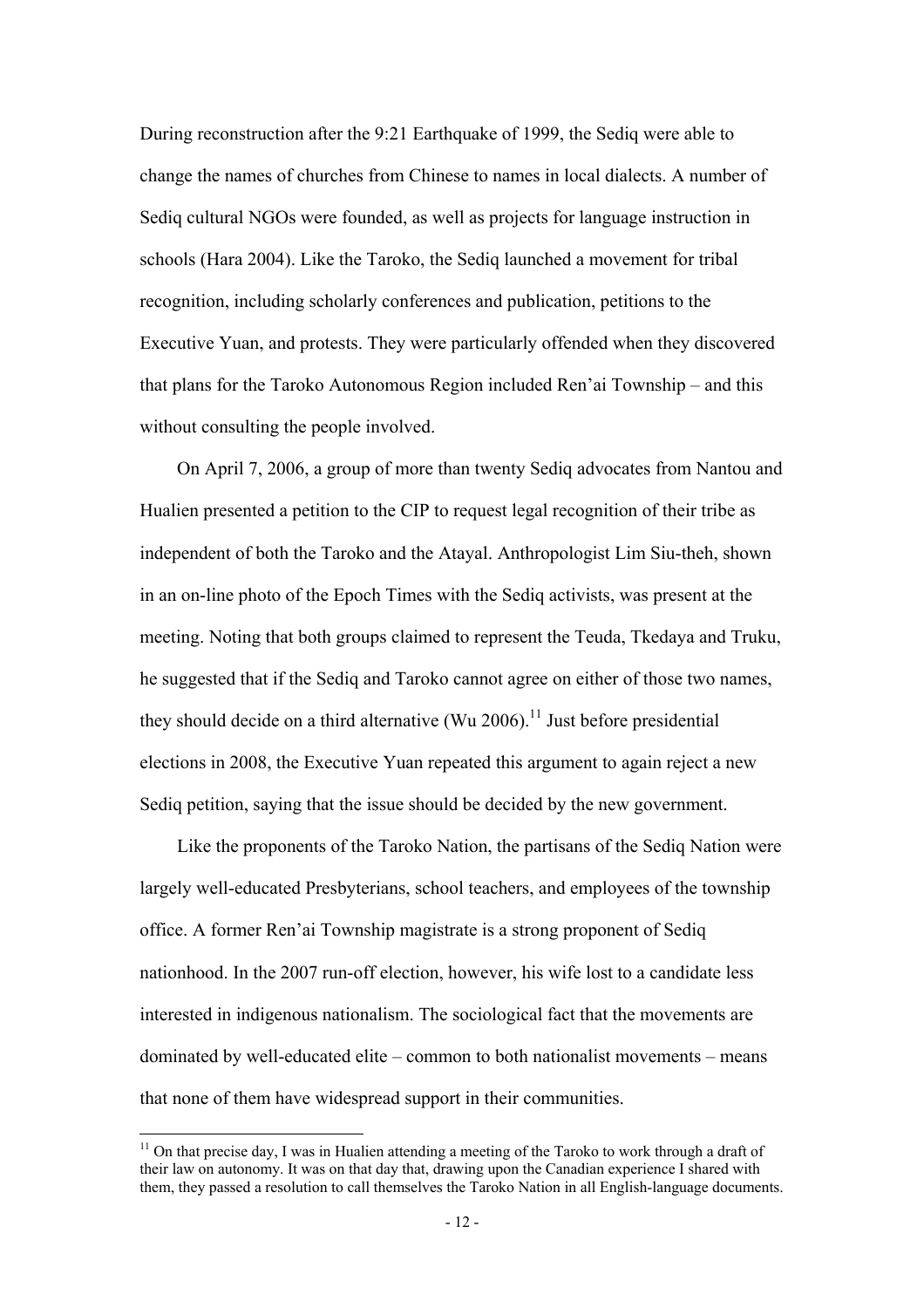During reconstruction after the 9:21 Earthquake of 1999, the Sediq were able to change the names of churches from Chinese to names in local dialects. A number of Sediq cultural NGOs were founded, as well as projects for language instruction in schools (Hara 2004). Like the Taroko, the Sediq launched a movement for tribal recognition, including scholarly conferences and publication, petitions to the Executive Yuan, and protests. They were particularly offended when they discovered that plans for the Taroko Autonomous Region included Ren'ai Township – and this without consulting the people involved.

On April 7, 2006, a group of more than twenty Sediq advocates from Nantou and Hualien presented a petition to the CIP to request legal recognition of their tribe as independent of both the Taroko and the Atayal. Anthropologist Lim Siu-theh, shown in an on-line photo of the Epoch Times with the Sediq activists, was present at the meeting. Noting that both groups claimed to represent the Teuda, Tkedaya and Truku, he suggested that if the Sediq and Taroko cannot agree on either of those two names, they should decide on a third alternative (Wu 2006).[11] Just before presidential elections in 2008, the Executive Yuan repeated this argument to again reject a new Sediq petition, saying that the issue should be decided by the new government.

Like the proponents of the Taroko Nation, the partisans of the Sediq Nation were largely well-educated Presbyterians, school teachers, and employees of the township office. A former Ren'ai Township magistrate is a strong proponent of Sediq nationhood. In the 2007 run-off election, however, his wife lost to a candidate less interested in indigenous nationalism. The sociological fact that the movements are dominated by well-educated elite – common to both nationalist movements – means that none of them have widespread support in their communities.

[11] On that precise day, I was in Hualien attending a meeting of the Taroko to work through a draft of their law on autonomy. It was on that day that, drawing upon the Canadian experience I shared with them, they passed a resolution to call themselves the Taroko Nation in all English-language documents.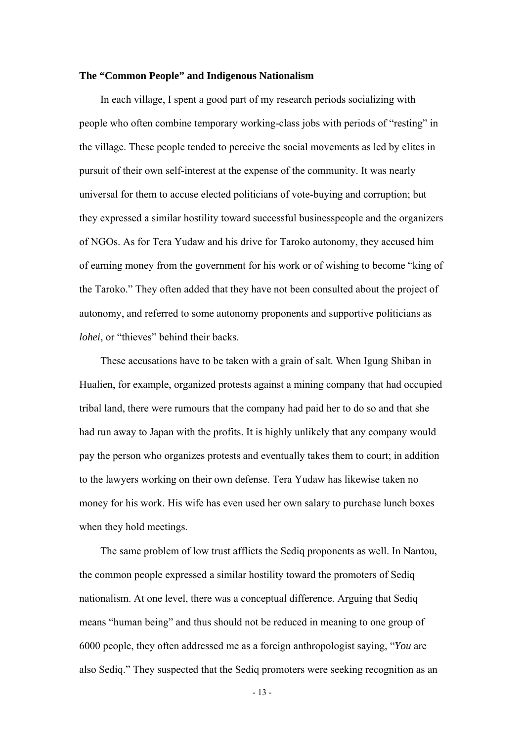**The "Common People" and Indigenous Nationalism**

In each village, I spent a good part of my research periods socializing with people who often combine temporary working-class jobs with periods of "resting" in the village. These people tended to perceive the social movements as led by elites in pursuit of their own self-interest at the expense of the community. It was nearly universal for them to accuse elected politicians of vote-buying and corruption; but they expressed a similar hostility toward successful businesspeople and the organizers of NGOs. As for Tera Yudaw and his drive for Taroko autonomy, they accused him of earning money from the government for his work or of wishing to become "king of the Taroko." They often added that they have not been consulted about the project of autonomy, and referred to some autonomy proponents and supportive politicians as *lohei*, or "thieves" behind their backs.

These accusations have to be taken with a grain of salt. When Igung Shiban in Hualien, for example, organized protests against a mining company that had occupied tribal land, there were rumours that the company had paid her to do so and that she had run away to Japan with the profits. It is highly unlikely that any company would pay the person who organizes protests and eventually takes them to court; in addition to the lawyers working on their own defense. Tera Yudaw has likewise taken no money for his work. His wife has even used her own salary to purchase lunch boxes when they hold meetings.

The same problem of low trust afflicts the Sediq proponents as well. In Nantou, the common people expressed a similar hostility toward the promoters of Sediq nationalism. At one level, there was a conceptual difference. Arguing that Sediq means "human being" and thus should not be reduced in meaning to one group of 6000 people, they often addressed me as a foreign anthropologist saying, "*You* are also Sediq." They suspected that the Sediq promoters were seeking recognition as an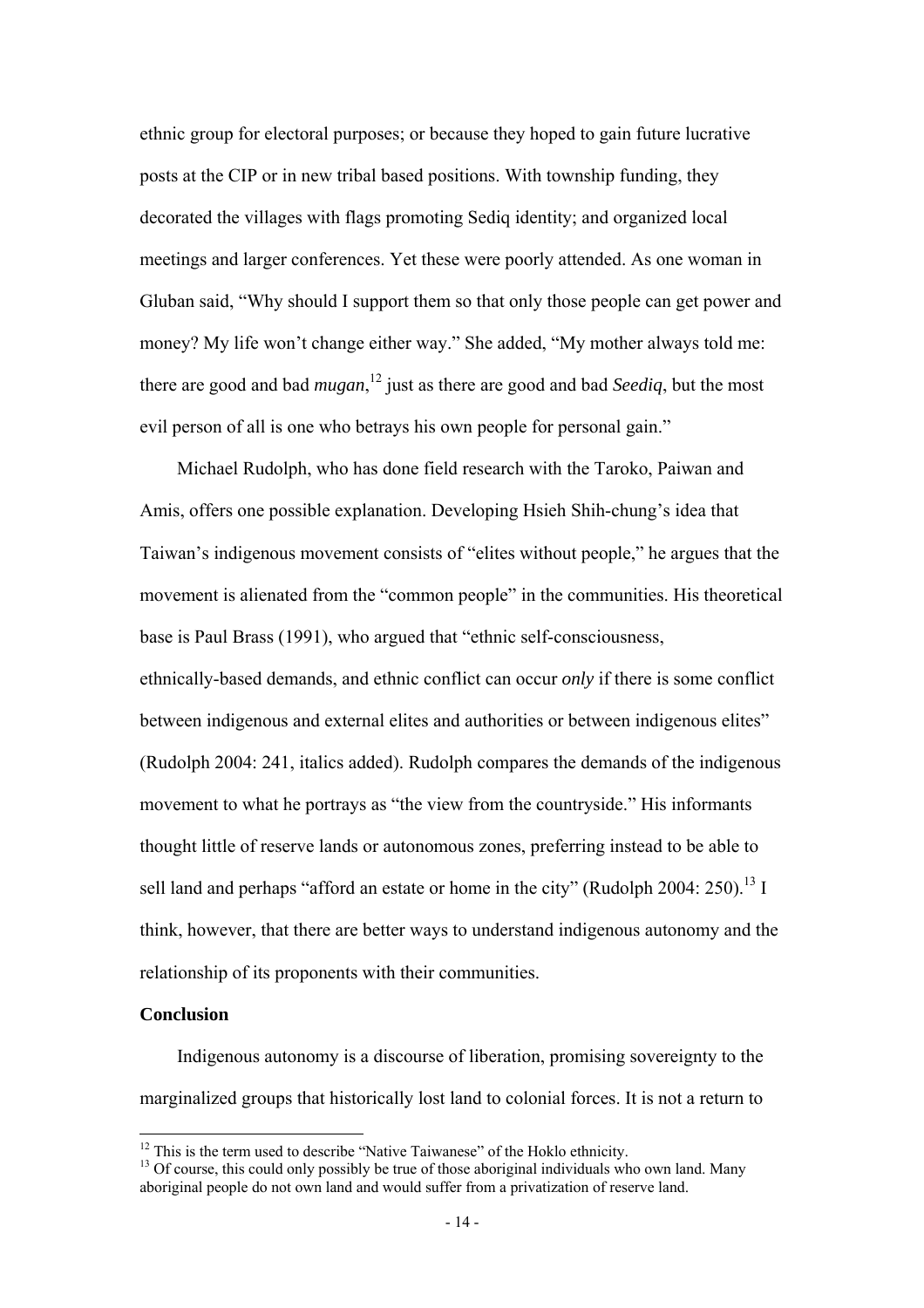ethnic group for electoral purposes; or because they hoped to gain future lucrative posts at the CIP or in new tribal based positions. With township funding, they decorated the villages with flags promoting Sediq identity; and organized local meetings and larger conferences. Yet these were poorly attended. As one woman in Gluban said, "Why should I support them so that only those people can get power and money? My life won't change either way." She added, "My mother always told me: there are good and bad *mugan*,[12] just as there are good and bad *Seediq*, but the most evil person of all is one who betrays his own people for personal gain."

Michael Rudolph, who has done field research with the Taroko, Paiwan and Amis, offers one possible explanation. Developing Hsieh Shih-chung's idea that Taiwan's indigenous movement consists of "elites without people," he argues that the movement is alienated from the "common people" in the communities. His theoretical base is Paul Brass (1991), who argued that "ethnic self-consciousness, ethnically-based demands, and ethnic conflict can occur *only* if there is some conflict between indigenous and external elites and authorities or between indigenous elites" (Rudolph 2004: 241, italics added). Rudolph compares the demands of the indigenous movement to what he portrays as "the view from the countryside." His informants thought little of reserve lands or autonomous zones, preferring instead to be able to sell land and perhaps "afford an estate or home in the city" (Rudolph 2004: 250).[13] I think, however, that there are better ways to understand indigenous autonomy and the relationship of its proponents with their communities.

**Conclusion**

Indigenous autonomy is a discourse of liberation, promising sovereignty to the marginalized groups that historically lost land to colonial forces. It is not a return to

[12] This is the term used to describe "Native Taiwanese" of the Hoklo ethnicity.

[13] Of course, this could only possibly be true of those aboriginal individuals who own land. Many aboriginal people do not own land and would suffer from a privatization of reserve land.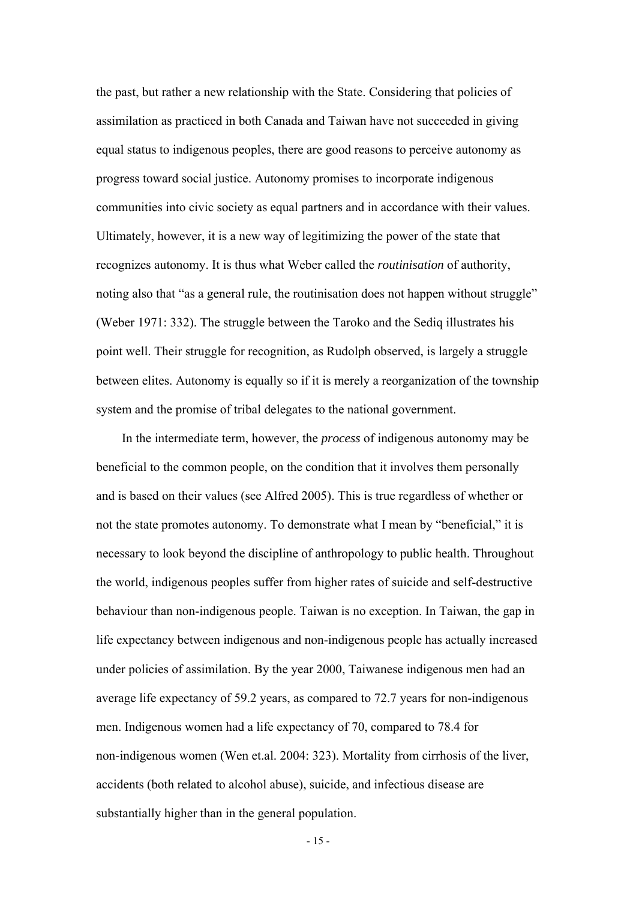the past, but rather a new relationship with the State. Considering that policies of assimilation as practiced in both Canada and Taiwan have not succeeded in giving equal status to indigenous peoples, there are good reasons to perceive autonomy as progress toward social justice. Autonomy promises to incorporate indigenous communities into civic society as equal partners and in accordance with their values. Ultimately, however, it is a new way of legitimizing the power of the state that recognizes autonomy. It is thus what Weber called the *routinisation* of authority, noting also that "as a general rule, the routinisation does not happen without struggle" (Weber 1971: 332). The struggle between the Taroko and the Sediq illustrates his point well. Their struggle for recognition, as Rudolph observed, is largely a struggle between elites. Autonomy is equally so if it is merely a reorganization of the township system and the promise of tribal delegates to the national government.

In the intermediate term, however, the *process* of indigenous autonomy may be beneficial to the common people, on the condition that it involves them personally and is based on their values (see Alfred 2005). This is true regardless of whether or not the state promotes autonomy. To demonstrate what I mean by "beneficial," it is necessary to look beyond the discipline of anthropology to public health. Throughout the world, indigenous peoples suffer from higher rates of suicide and self-destructive behaviour than non-indigenous people. Taiwan is no exception. In Taiwan, the gap in life expectancy between indigenous and non-indigenous people has actually increased under policies of assimilation. By the year 2000, Taiwanese indigenous men had an average life expectancy of 59.2 years, as compared to 72.7 years for non-indigenous men. Indigenous women had a life expectancy of 70, compared to 78.4 for non-indigenous women (Wen et.al. 2004: 323). Mortality from cirrhosis of the liver, accidents (both related to alcohol abuse), suicide, and infectious disease are substantially higher than in the general population.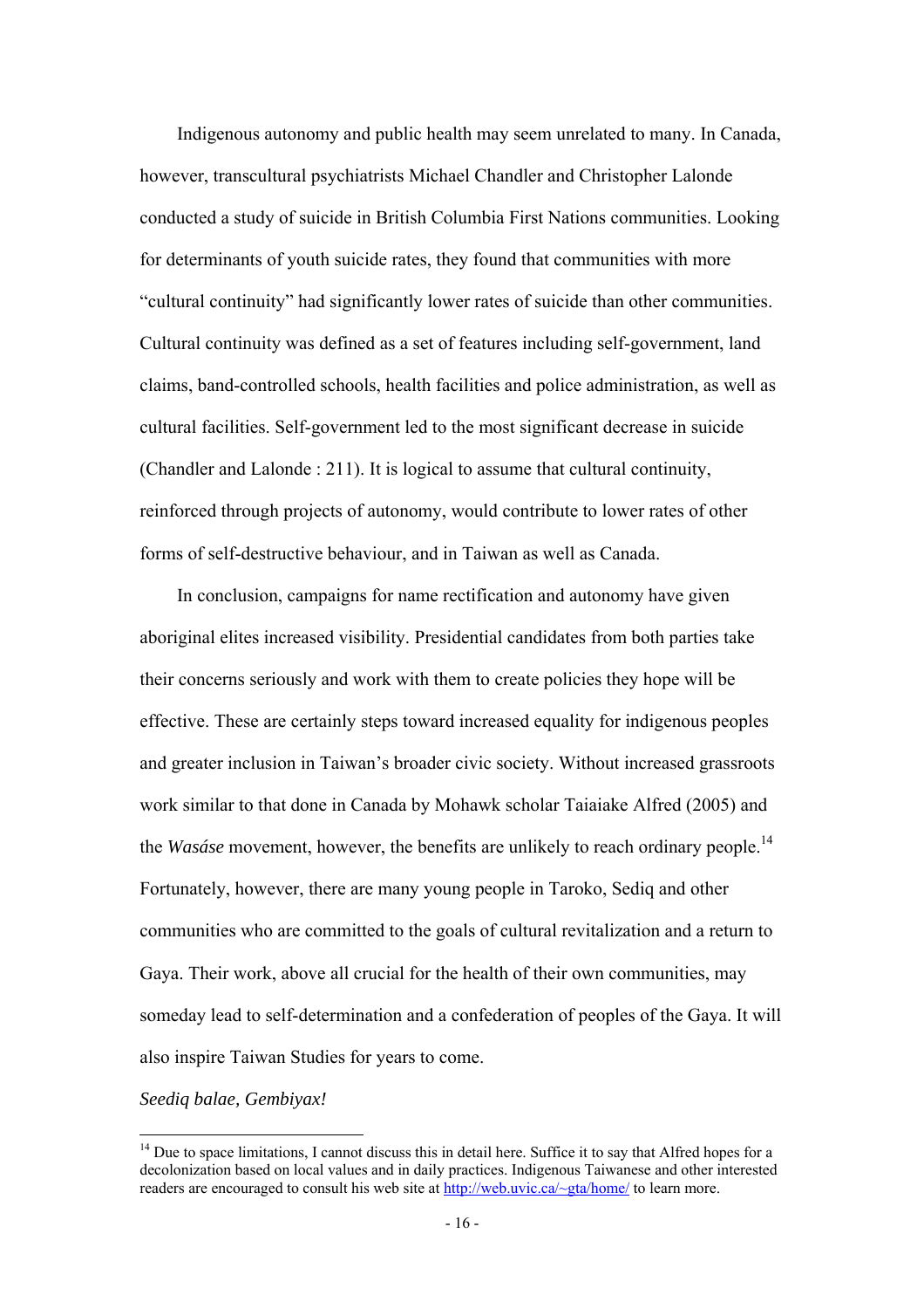Indigenous autonomy and public health may seem unrelated to many. In Canada, however, transcultural psychiatrists Michael Chandler and Christopher Lalonde conducted a study of suicide in British Columbia First Nations communities. Looking for determinants of youth suicide rates, they found that communities with more "cultural continuity" had significantly lower rates of suicide than other communities. Cultural continuity was defined as a set of features including self-government, land claims, band-controlled schools, health facilities and police administration, as well as cultural facilities. Self-government led to the most significant decrease in suicide (Chandler and Lalonde : 211). It is logical to assume that cultural continuity, reinforced through projects of autonomy, would contribute to lower rates of other forms of self-destructive behaviour, and in Taiwan as well as Canada.

In conclusion, campaigns for name rectification and autonomy have given aboriginal elites increased visibility. Presidential candidates from both parties take their concerns seriously and work with them to create policies they hope will be effective. These are certainly steps toward increased equality for indigenous peoples and greater inclusion in Taiwan's broader civic society. Without increased grassroots work similar to that done in Canada by Mohawk scholar Taiaiake Alfred (2005) and the *Wasáse* movement, however, the benefits are unlikely to reach ordinary people.[14] Fortunately, however, there are many young people in Taroko, Sediq and other communities who are committed to the goals of cultural revitalization and a return to Gaya. Their work, above all crucial for the health of their own communities, may someday lead to self-determination and a confederation of peoples of the Gaya. It will also inspire Taiwan Studies for years to come.

*Seediq balae, Gembiyax!*

---

[14] Due to space limitations, I cannot discuss this in detail here. Suffice it to say that Alfred hopes for a decolonization based on local values and in daily practices. Indigenous Taiwanese and other interested readers are encouraged to consult his web site at http://web.uvic.ca/~gta/home/ to learn more.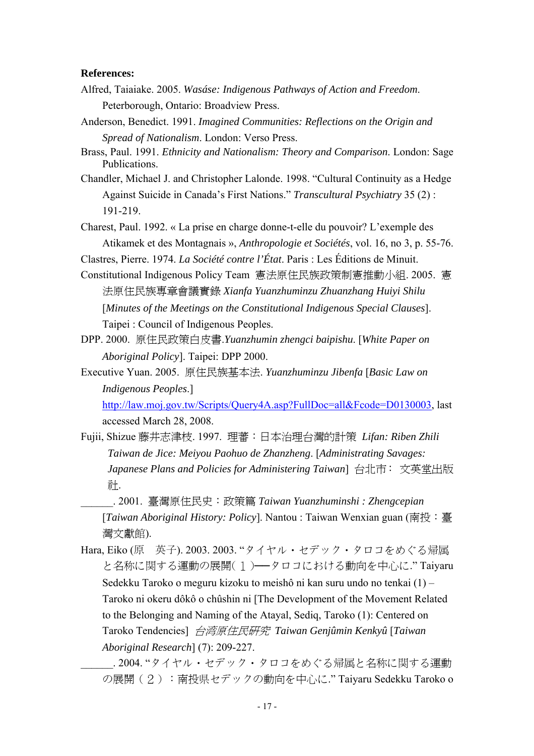**References:**

Alfred, Taiaiake. 2005. *Wasáse: Indigenous Pathways of Action and Freedom*. Peterborough, Ontario: Broadview Press.

Anderson, Benedict. 1991. *Imagined Communities: Reflections on the Origin and Spread of Nationalism*. London: Verso Press.

Brass, Paul. 1991. *Ethnicity and Nationalism: Theory and Comparison*. London: Sage Publications.

Chandler, Michael J. and Christopher Lalonde. 1998. "Cultural Continuity as a Hedge Against Suicide in Canada's First Nations." *Transcultural Psychiatry* 35 (2) : 191-219.

Charest, Paul. 1992. « La prise en charge donne-t-elle du pouvoir? L'exemple des Atikamek et des Montagnais », *Anthropologie et Sociétés*, vol. 16, no 3, p. 55-76.

Clastres, Pierre. 1974. *La Société contre l'État*. Paris : Les Éditions de Minuit.

Constitutional Indigenous Policy Team 憲法原住民族政策制憲推動小組. 2005. 憲法原住民族專章會議實錄 *Xianfa Yuanzhuminzu Zhuanzhang Huiyi Shilu* [*Minutes of the Meetings on the Constitutional Indigenous Special Clauses*]. Taipei : Council of Indigenous Peoples.

DPP. 2000. 原住民政策白皮書.*Yuanzhumin zhengci baipishu*. [*White Paper on Aboriginal Policy*]. Taipei: DPP 2000.

Executive Yuan. 2005. 原住民族基本法. *Yuanzhuminzu Jibenfa* [*Basic Law on Indigenous Peoples*.] http://law.moj.gov.tw/Scripts/Query4A.asp?FullDoc=all&Fcode=D0130003, last accessed March 28, 2008.

Fujii, Shizue 藤井志津枝. 1997. 理蕃：日本治理台灣的計策 *Lifan: Riben Zhili Taiwan de Jice: Meiyou Paohuo de Zhanzheng*. [*Administrating Savages: Japanese Plans and Policies for Administering Taiwan*] 台北市： 文英堂出版社.

______. 2001. 臺灣原住民史：政策篇 *Taiwan Yuanzhuminshi : Zhengcepian* [*Taiwan Aboriginal History: Policy*]. Nantou : Taiwan Wenxian guan (南投：臺灣文獻館).

Hara, Eiko (原　英子). 2003. 2003. "タイヤル・セデック・タロコをめぐる帰属と名称に関する運動の展開（１）──タロコにおける動向を中心に." Taiyaru Sedekku Taroko o meguru kizoku to meishô ni kan suru undo no tenkai (1) – Taroko ni okeru dôkô o chûshin ni [The Development of the Movement Related to the Belonging and Naming of the Atayal, Sediq, Taroko (1): Centered on Taroko Tendencies] *台湾原住民研究* *Taiwan Genjûmin Kenkyû* [*Taiwan Aboriginal Research*] (7): 209-227.

______. 2004. "タイヤル・セデック・タロコをめぐる帰属と名称に関する運動の展開（２）：南投県セデックの動向を中心に." Taiyaru Sedekku Taroko o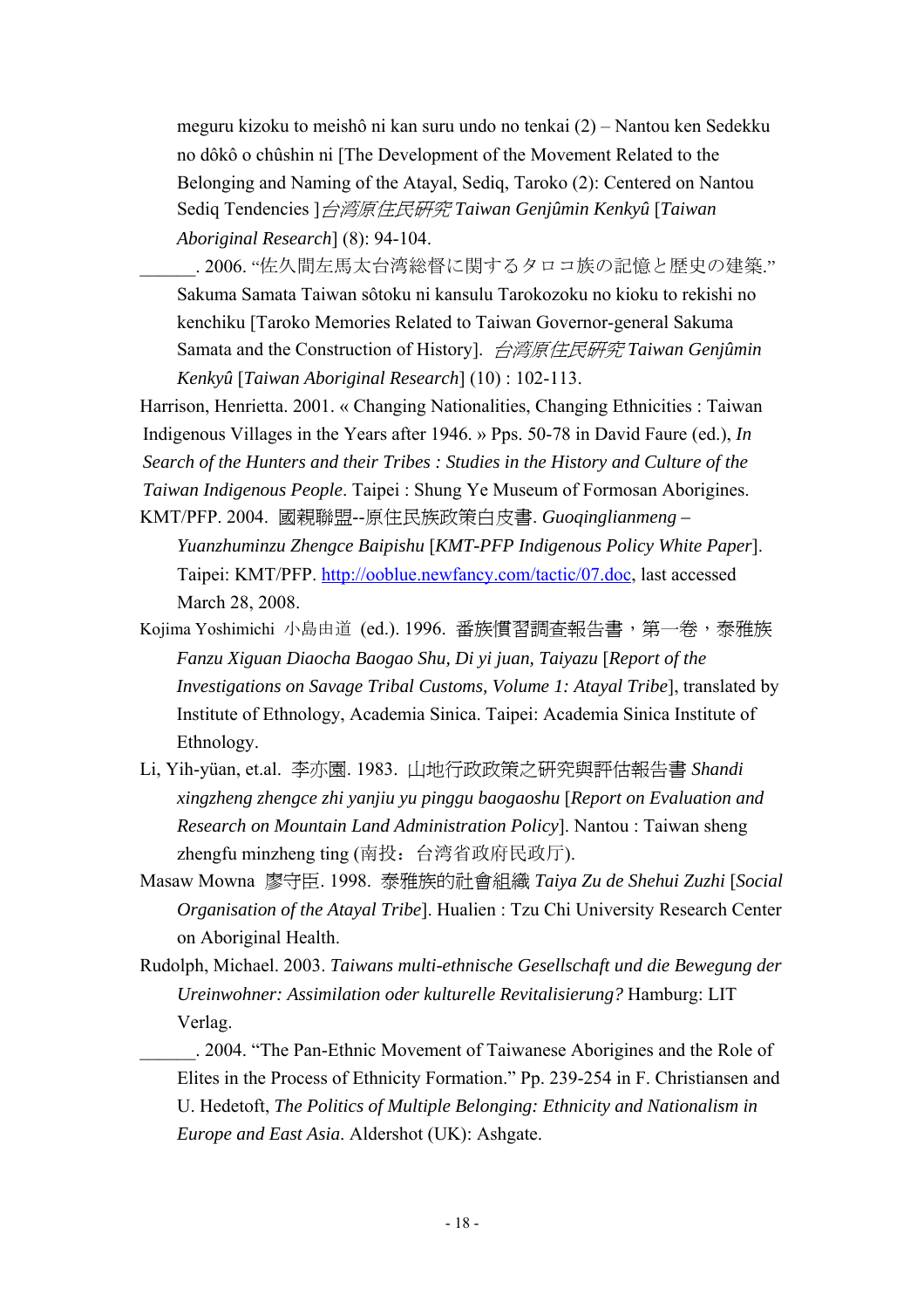meguru kizoku to meishô ni kan suru undo no tenkai (2) – Nantou ken Sedekku no dôkô o chûshin ni [The Development of the Movement Related to the Belonging and Naming of the Atayal, Sediq, Taroko (2): Centered on Nantou Sediq Tendencies ]*台湾原住民研究 Taiwan Genjûmin Kenkyû* [*Taiwan Aboriginal Research*] (8): 94-104.

______. 2006. "佐久間左馬太台湾総督に関するタロコ族の記憶と歴史の建築." Sakuma Samata Taiwan sôtoku ni kansulu Tarokozoku no kioku to rekishi no kenchiku [Taroko Memories Related to Taiwan Governor-general Sakuma Samata and the Construction of History]. *台湾原住民研究 Taiwan Genjûmin Kenkyû* [*Taiwan Aboriginal Research*] (10) : 102-113.

Harrison, Henrietta. 2001. « Changing Nationalities, Changing Ethnicities : Taiwan Indigenous Villages in the Years after 1946. » Pps. 50-78 in David Faure (ed.), *In Search of the Hunters and their Tribes : Studies in the History and Culture of the Taiwan Indigenous People*. Taipei : Shung Ye Museum of Formosan Aborigines.

KMT/PFP. 2004. 國親聯盟--原住民族政策白皮書. *Guoqinglianmeng – Yuanzhuminzu Zhengce Baipishu* [*KMT-PFP Indigenous Policy White Paper*]. Taipei: KMT/PFP. http://ooblue.newfancy.com/tactic/07.doc, last accessed March 28, 2008.

Kojima Yoshimichi 小島由道 (ed.). 1996. 番族慣習調查報告書，第一卷，泰雅族 *Fanzu Xiguan Diaocha Baogao Shu, Di yi juan, Taiyazu* [*Report of the Investigations on Savage Tribal Customs, Volume 1: Atayal Tribe*], translated by Institute of Ethnology, Academia Sinica. Taipei: Academia Sinica Institute of Ethnology.

Li, Yih-yüan, et.al. 李亦園. 1983. 山地行政政策之研究與評估報告書 *Shandi xingzheng zhengce zhi yanjiu yu pinggu baogaoshu* [*Report on Evaluation and Research on Mountain Land Administration Policy*]. Nantou : Taiwan sheng zhengfu minzheng ting (南投：台湾省政府民政厅).

Masaw Mowna 廖守臣. 1998. 泰雅族的社會組織 *Taiya Zu de Shehui Zuzhi* [*Social Organisation of the Atayal Tribe*]. Hualien : Tzu Chi University Research Center on Aboriginal Health.

Rudolph, Michael. 2003. *Taiwans multi-ethnische Gesellschaft und die Bewegung der Ureinwohner: Assimilation oder kulturelle Revitalisierung?* Hamburg: LIT Verlag.

______. 2004. "The Pan-Ethnic Movement of Taiwanese Aborigines and the Role of Elites in the Process of Ethnicity Formation." Pp. 239-254 in F. Christiansen and U. Hedetoft, *The Politics of Multiple Belonging: Ethnicity and Nationalism in Europe and East Asia*. Aldershot (UK): Ashgate.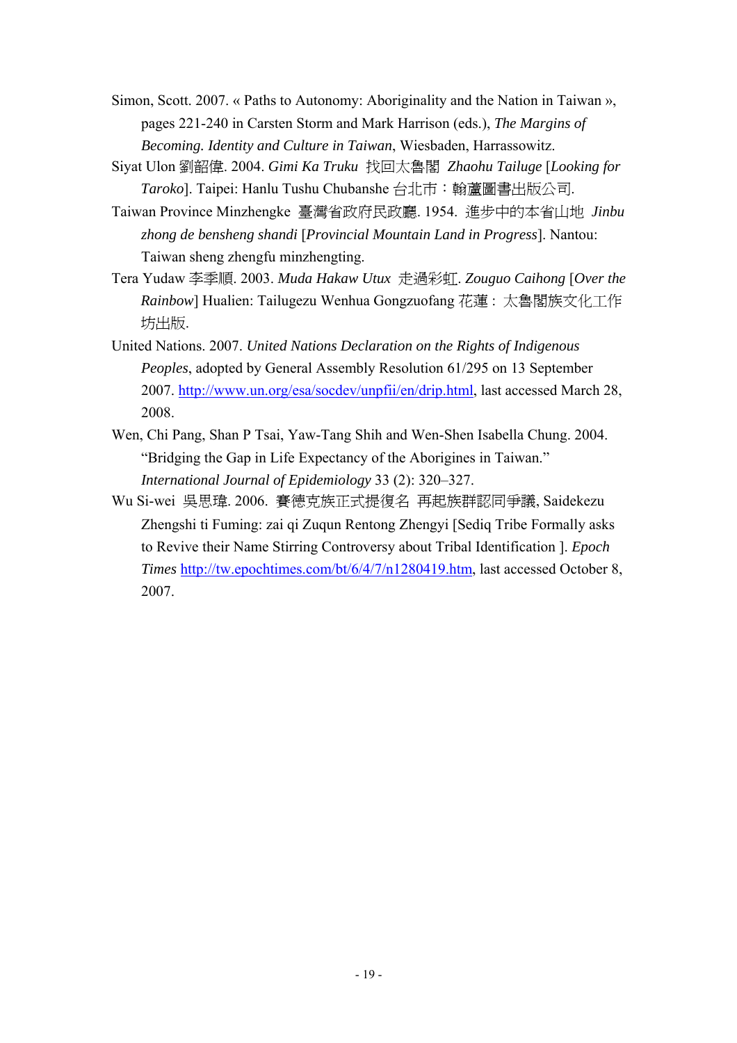Simon, Scott. 2007. « Paths to Autonomy: Aboriginality and the Nation in Taiwan », pages 221-240 in Carsten Storm and Mark Harrison (eds.), *The Margins of Becoming. Identity and Culture in Taiwan*, Wiesbaden, Harrassowitz.

Siyat Ulon 劉韶偉. 2004. *Gimi Ka Truku* 找回太魯閣 *Zhaohu Tailuge* [*Looking for Taroko*]. Taipei: Hanlu Tushu Chubanshe 台北市：翰蘆圖書出版公司.

Taiwan Province Minzhengke 臺灣省政府民政廳. 1954. 進步中的本省山地 *Jinbu zhong de bensheng shandi* [*Provincial Mountain Land in Progress*]. Nantou: Taiwan sheng zhengfu minzhengting.

Tera Yudaw 李季順. 2003. *Muda Hakaw Utux* 走過彩虹. *Zouguo Caihong* [*Over the Rainbow*] Hualien: Tailugezu Wenhua Gongzuofang 花蓮：太魯閣族文化工作坊出版.

United Nations. 2007. *United Nations Declaration on the Rights of Indigenous Peoples*, adopted by General Assembly Resolution 61/295 on 13 September 2007. http://www.un.org/esa/socdev/unpfii/en/drip.html, last accessed March 28, 2008.

Wen, Chi Pang, Shan P Tsai, Yaw-Tang Shih and Wen-Shen Isabella Chung. 2004. "Bridging the Gap in Life Expectancy of the Aborigines in Taiwan." *International Journal of Epidemiology* 33 (2): 320–327.

Wu Si-wei 吳思瑋. 2006. 賽德克族正式提復名 再起族群認同爭議, Saidekezu Zhengshi ti Fuming: zai qi Zuqun Rentong Zhengyi [Sediq Tribe Formally asks to Revive their Name Stirring Controversy about Tribal Identification ]. *Epoch Times* http://tw.epochtimes.com/bt/6/4/7/n1280419.htm, last accessed October 8, 2007.